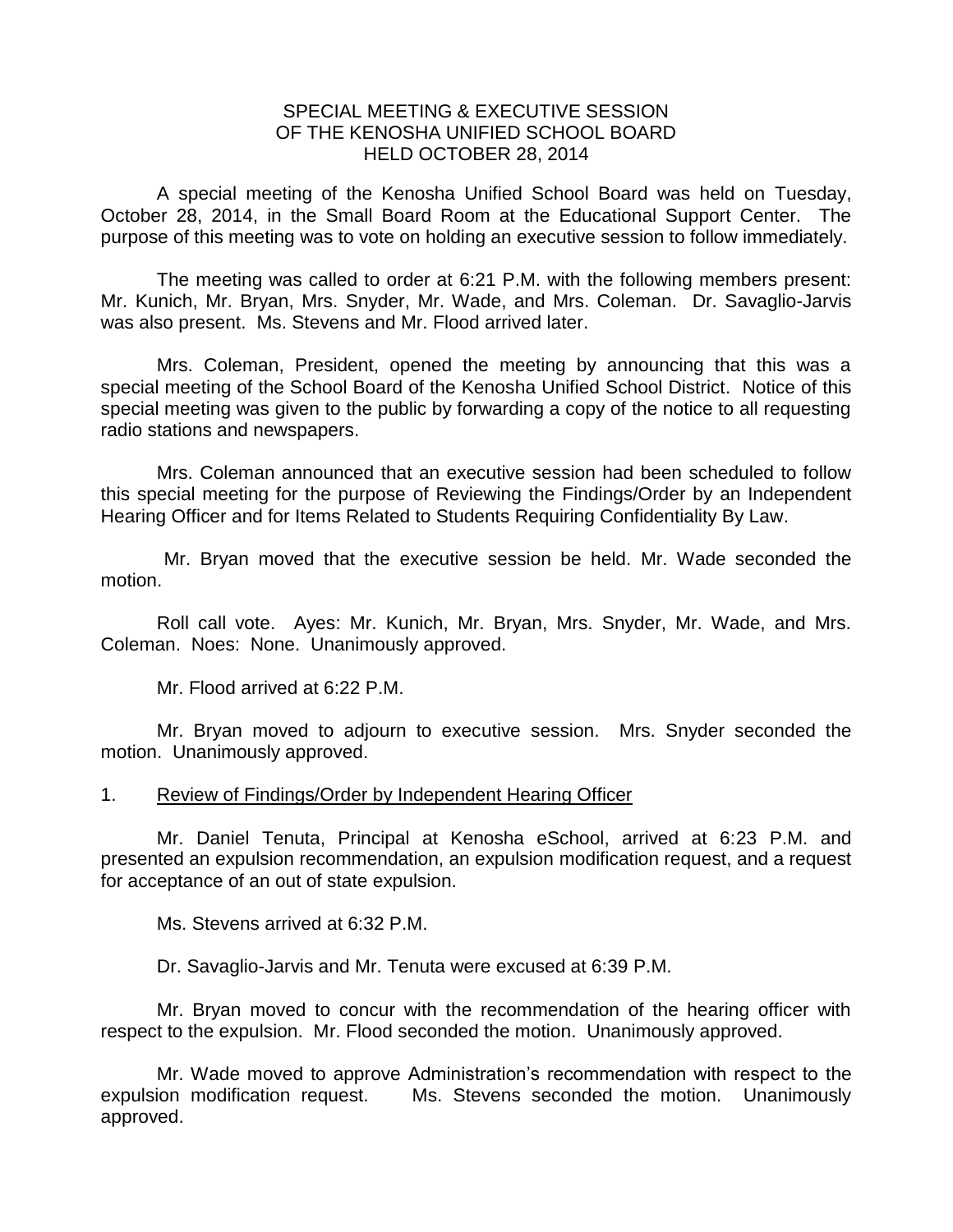# SPECIAL MEETING & EXECUTIVE SESSION
# OF THE KENOSHA UNIFIED SCHOOL BOARD
# HELD OCTOBER 28, 2014

A special meeting of the Kenosha Unified School Board was held on Tuesday, October 28, 2014, in the Small Board Room at the Educational Support Center. The purpose of this meeting was to vote on holding an executive session to follow immediately.

The meeting was called to order at 6:21 P.M. with the following members present: Mr. Kunich, Mr. Bryan, Mrs. Snyder, Mr. Wade, and Mrs. Coleman. Dr. Savaglio-Jarvis was also present. Ms. Stevens and Mr. Flood arrived later.

Mrs. Coleman, President, opened the meeting by announcing that this was a special meeting of the School Board of the Kenosha Unified School District. Notice of this special meeting was given to the public by forwarding a copy of the notice to all requesting radio stations and newspapers.

Mrs. Coleman announced that an executive session had been scheduled to follow this special meeting for the purpose of Reviewing the Findings/Order by an Independent Hearing Officer and for Items Related to Students Requiring Confidentiality By Law.

Mr. Bryan moved that the executive session be held. Mr. Wade seconded the motion.

Roll call vote. Ayes: Mr. Kunich, Mr. Bryan, Mrs. Snyder, Mr. Wade, and Mrs. Coleman. Noes: None. Unanimously approved.

Mr. Flood arrived at 6:22 P.M.

Mr. Bryan moved to adjourn to executive session. Mrs. Snyder seconded the motion. Unanimously approved.

1. Review of Findings/Order by Independent Hearing Officer

Mr. Daniel Tenuta, Principal at Kenosha eSchool, arrived at 6:23 P.M. and presented an expulsion recommendation, an expulsion modification request, and a request for acceptance of an out of state expulsion.

Ms. Stevens arrived at 6:32 P.M.

Dr. Savaglio-Jarvis and Mr. Tenuta were excused at 6:39 P.M.

Mr. Bryan moved to concur with the recommendation of the hearing officer with respect to the expulsion. Mr. Flood seconded the motion. Unanimously approved.

Mr. Wade moved to approve Administration's recommendation with respect to the expulsion modification request. Ms. Stevens seconded the motion. Unanimously approved.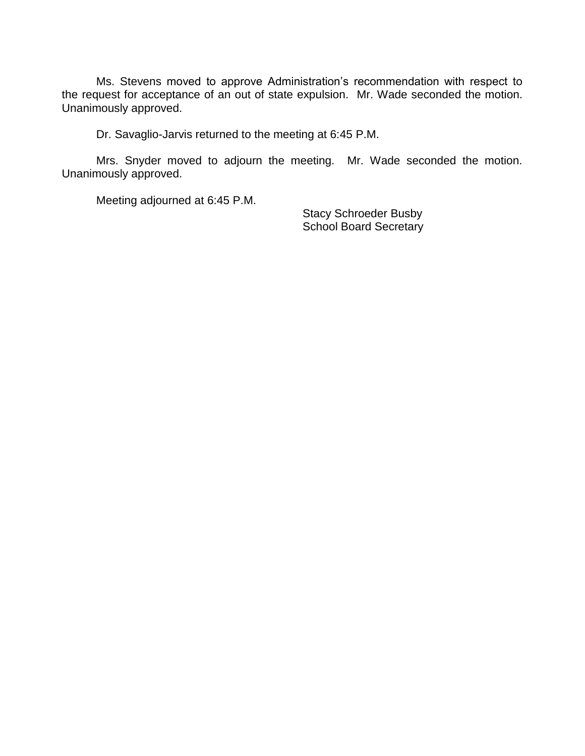Ms. Stevens moved to approve Administration's recommendation with respect to the request for acceptance of an out of state expulsion. Mr. Wade seconded the motion. Unanimously approved.

Dr. Savaglio-Jarvis returned to the meeting at 6:45 P.M.

Mrs. Snyder moved to adjourn the meeting. Mr. Wade seconded the motion. Unanimously approved.

Meeting adjourned at 6:45 P.M.

Stacy Schroeder Busby
School Board Secretary